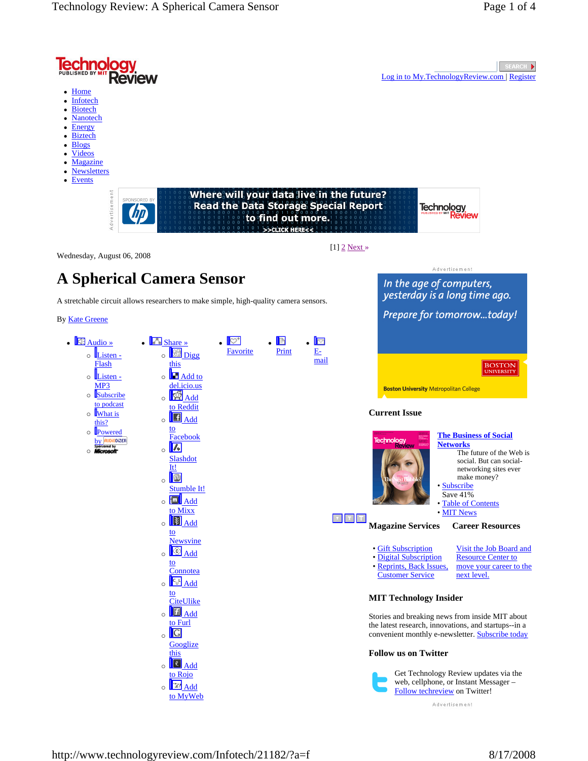Log in to My.TechnologyReview.com | Register

- Home
- Infotech
- Biotech
- Nanotech
- Energy
- Biztech
- Blogs
- Videos
- Magazine
- Newsletters
- Events

[1] 2 Next »

Wednesday, August 06, 2008

# A Spherical Camera Sensor

A stretchable circuit allows researchers to make simple, high-quality camera sensors.

By Kate Greene

- Audio »
  - Listen - Flash
  - Listen - MP3
  - Subscribe to podcast
  - What is this?
  - Powered by AUDIODIZER Sponsored by Microsoft
- Share »
  - Digg this
  - Add to del.icio.us
  - Add to Reddit
  - Add to Facebook
  - Slashdot It!
  - Stumble It!
  - Add to Mixx
  - Add to Newsvine
  - Add to Connotea
  - Add to CiteUlike
  - Add to Furl
  - Googlize this
  - Add to Rojo
  - Add to MyWeb
- Favorite
- Print
- E-mail

## Current Issue

**The Business of Social Networks**

The future of the Web is social. But can social-networking sites ever make money?

- Subscribe
  Save 41%
- Table of Contents
- MIT News

## Magazine Services

- Gift Subscription
- Digital Subscription
- Reprints, Back Issues, Customer Service

## Career Resources

Visit the Job Board and Resource Center to move your career to the next level.

## MIT Technology Insider

Stories and breaking news from inside MIT about the latest research, innovations, and startups--in a convenient monthly e-newsletter. Subscribe today

## Follow us on Twitter

Get Technology Review updates via the web, cellphone, or Instant Messager – Follow techreview on Twitter!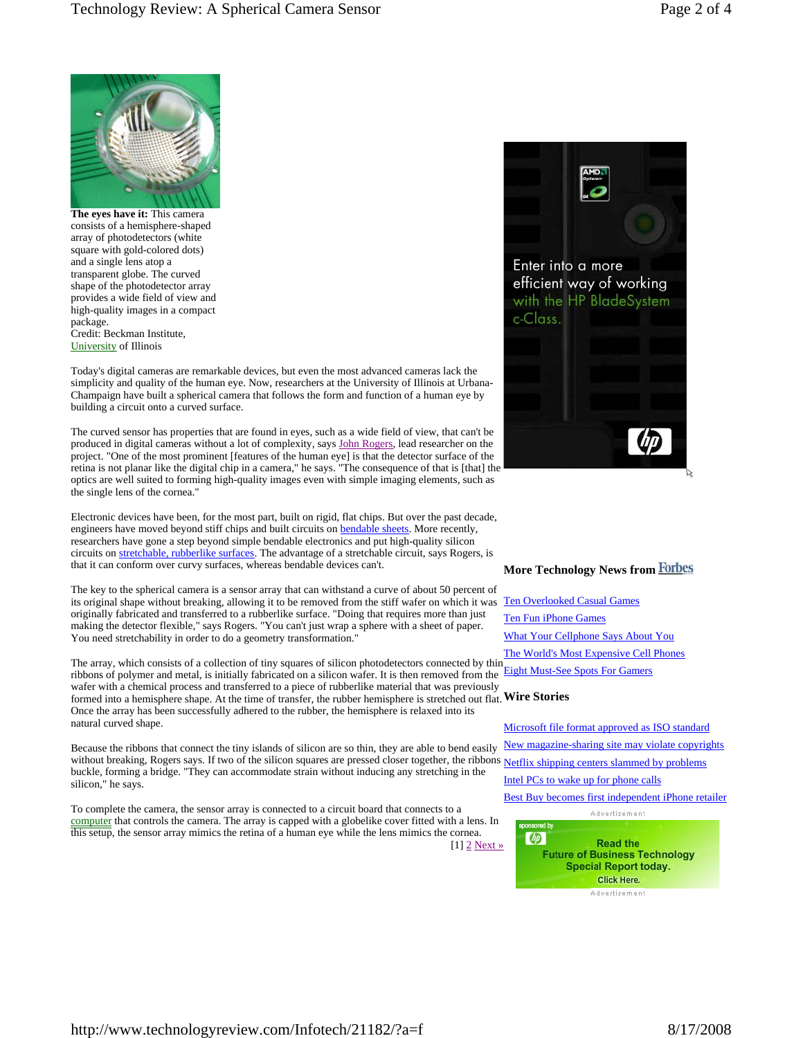**The eyes have it:** This camera consists of a hemisphere-shaped array of photodetectors (white square with gold-colored dots) and a single lens atop a transparent globe. The curved shape of the photodetector array provides a wide field of view and high-quality images in a compact package.
Credit: Beckman Institute, University of Illinois

Today's digital cameras are remarkable devices, but even the most advanced cameras lack the simplicity and quality of the human eye. Now, researchers at the University of Illinois at Urbana-Champaign have built a spherical camera that follows the form and function of a human eye by building a circuit onto a curved surface.

The curved sensor has properties that are found in eyes, such as a wide field of view, that can't be produced in digital cameras without a lot of complexity, says John Rogers, lead researcher on the project. "One of the most prominent [features of the human eye] is that the detector surface of the retina is not planar like the digital chip in a camera," he says. "The consequence of that is [that] the optics are well suited to forming high-quality images even with simple imaging elements, such as the single lens of the cornea."

Electronic devices have been, for the most part, built on rigid, flat chips. But over the past decade, engineers have moved beyond stiff chips and built circuits on bendable sheets. More recently, researchers have gone a step beyond simple bendable electronics and put high-quality silicon circuits on stretchable, rubberlike surfaces. The advantage of a stretchable circuit, says Rogers, is that it can conform over curvy surfaces, whereas bendable devices can't.

The key to the spherical camera is a sensor array that can withstand a curve of about 50 percent of its original shape without breaking, allowing it to be removed from the stiff wafer on which it was originally fabricated and transferred to a rubberlike surface. "Doing that requires more than just making the detector flexible," says Rogers. "You can't just wrap a sphere with a sheet of paper. You need stretchability in order to do a geometry transformation."

The array, which consists of a collection of tiny squares of silicon photodetectors connected by thin ribbons of polymer and metal, is initially fabricated on a silicon wafer. It is then removed from the wafer with a chemical process and transferred to a piece of rubberlike material that was previously formed into a hemisphere shape. At the time of transfer, the rubber hemisphere is stretched out flat. Once the array has been successfully adhered to the rubber, the hemisphere is relaxed into its natural curved shape.

Because the ribbons that connect the tiny islands of silicon are so thin, they are able to bend easily without breaking, Rogers says. If two of the silicon squares are pressed closer together, the ribbons buckle, forming a bridge. "They can accommodate strain without inducing any stretching in the silicon," he says.

To complete the camera, the sensor array is connected to a circuit board that connects to a computer that controls the camera. The array is capped with a globelike cover fitted with a lens. In this setup, the sensor array mimics the retina of a human eye while the lens mimics the cornea.

[1] 2 Next »

**More Technology News from Forbes**

- Ten Overlooked Casual Games
- Ten Fun iPhone Games
- What Your Cellphone Says About You
- The World's Most Expensive Cell Phones
- Eight Must-See Spots For Gamers

**Wire Stories**

- Microsoft file format approved as ISO standard
- New magazine-sharing site may violate copyrights
- Netflix shipping centers slammed by problems
- Intel PCs to wake up for phone calls
- Best Buy becomes first independent iPhone retailer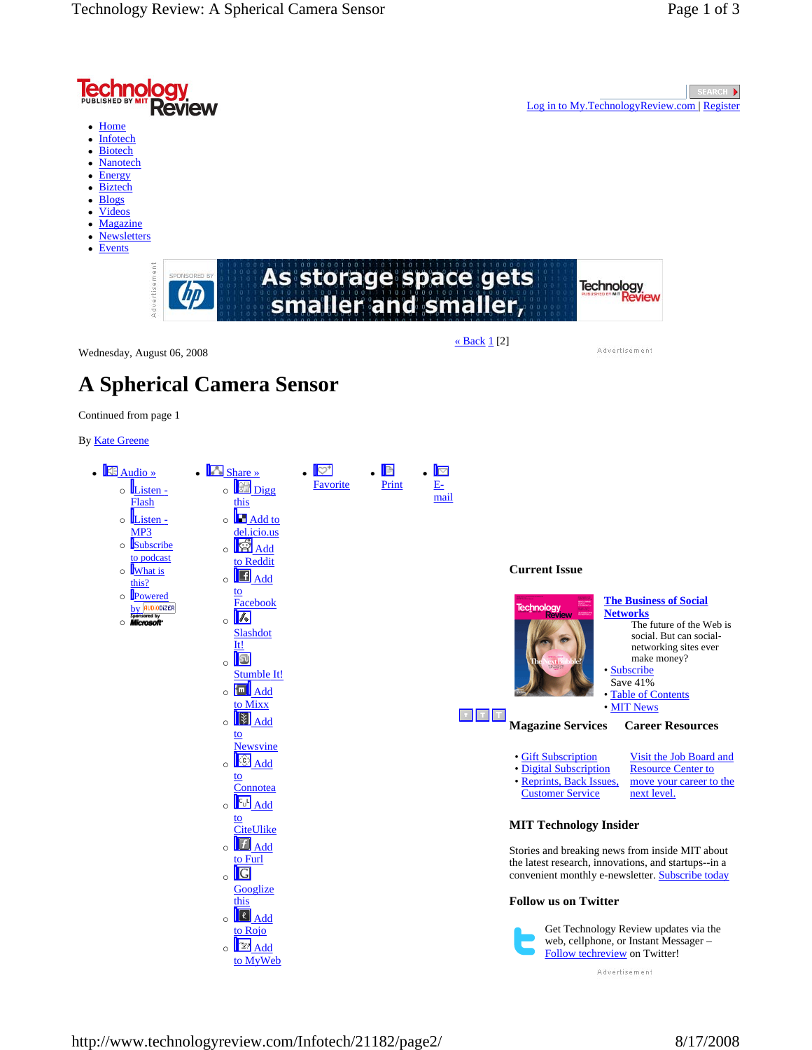[Log in to My.TechnologyReview.com](#) | [Register](#)

- Home
- Infotech
- Biotech
- Nanotech
- Energy
- Biztech
- Blogs
- Videos
- Magazine
- Newsletters
- Events

Advertisement

« Back 1 [2]

Wednesday, August 06, 2008

Advertisement

# A Spherical Camera Sensor

Continued from page 1

By Kate Greene

- Audio »
  - Listen - Flash
  - Listen - MP3
  - Subscribe to podcast
  - What is this?
  - Powered by Audiodizer
- Share »
  - Digg this
  - Add to del.icio.us
  - Add to Reddit
  - Add to Facebook
  - Slashdot It!
  - Stumble It!
  - Add to Mixx
  - Add to Newsvine
  - Add to Connotea
  - Add to CiteUlike
  - Add to Furl
  - Googlize this
  - Add to Rojo
  - Add to MyWeb
- Favorite
- Print
- E-mail

### Current Issue

**The Business of Social Networks**

The future of the Web is social. But can social-networking sites ever make money?

- Subscribe
  Save 41%
- Table of Contents
- MIT News

### Magazine Services

- Gift Subscription
- Digital Subscription
- Reprints, Back Issues, Customer Service

### Career Resources

Visit the Job Board and Resource Center to move your career to the next level.

### MIT Technology Insider

Stories and breaking news from inside MIT about the latest research, innovations, and startups--in a convenient monthly e-newsletter. Subscribe today

### Follow us on Twitter

Get Technology Review updates via the web, cellphone, or Instant Messager – Follow techreview on Twitter!

Advertisement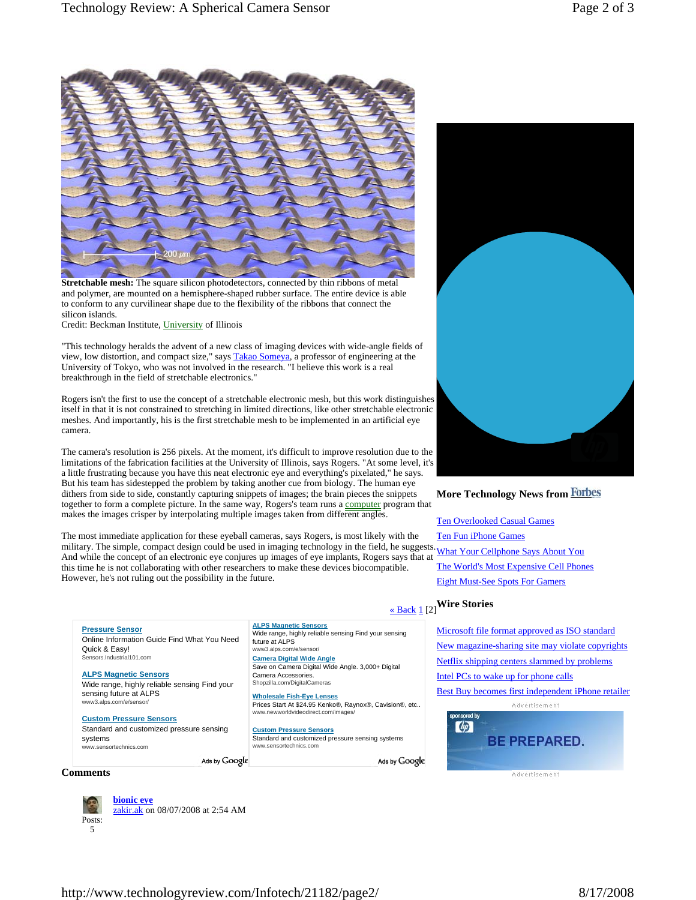**Stretchable mesh:** The square silicon photodetectors, connected by thin ribbons of metal and polymer, are mounted on a hemisphere-shaped rubber surface. The entire device is able to conform to any curvilinear shape due to the flexibility of the ribbons that connect the silicon islands.
Credit: Beckman Institute, University of Illinois

"This technology heralds the advent of a new class of imaging devices with wide-angle fields of view, low distortion, and compact size," says Takao Someya, a professor of engineering at the University of Tokyo, who was not involved in the research. "I believe this work is a real breakthrough in the field of stretchable electronics."

Rogers isn't the first to use the concept of a stretchable electronic mesh, but this work distinguishes itself in that it is not constrained to stretching in limited directions, like other stretchable electronic meshes. And importantly, his is the first stretchable mesh to be implemented in an artificial eye camera.

The camera's resolution is 256 pixels. At the moment, it's difficult to improve resolution due to the limitations of the fabrication facilities at the University of Illinois, says Rogers. "At some level, it's a little frustrating because you have this neat electronic eye and everything's pixelated," he says. But his team has sidestepped the problem by taking another cue from biology. The human eye dithers from side to side, constantly capturing snippets of images; the brain pieces the snippets together to form a complete picture. In the same way, Rogers's team runs a computer program that makes the images crisper by interpolating multiple images taken from different angles.

The most immediate application for these eyeball cameras, says Rogers, is most likely with the military. The simple, compact design could be used in imaging technology in the field, he suggests. And while the concept of an electronic eye conjures up images of eye implants, Rogers says that at this time he is not collaborating with other researchers to make these devices biocompatible. However, he's not ruling out the possibility in the future.

« Back 1 [2]

**More Technology News from Forbes**

- Ten Overlooked Casual Games
- Ten Fun iPhone Games
- What Your Cellphone Says About You
- The World's Most Expensive Cell Phones
- Eight Must-See Spots For Gamers

**Wire Stories**

- Microsoft file format approved as ISO standard
- New magazine-sharing site may violate copyrights
- Netflix shipping centers slammed by problems
- Intel PCs to wake up for phone calls
- Best Buy becomes first independent iPhone retailer

## Comments

**bionic eye**
zakir.ak on 08/07/2008 at 2:54 AM
Posts: 5